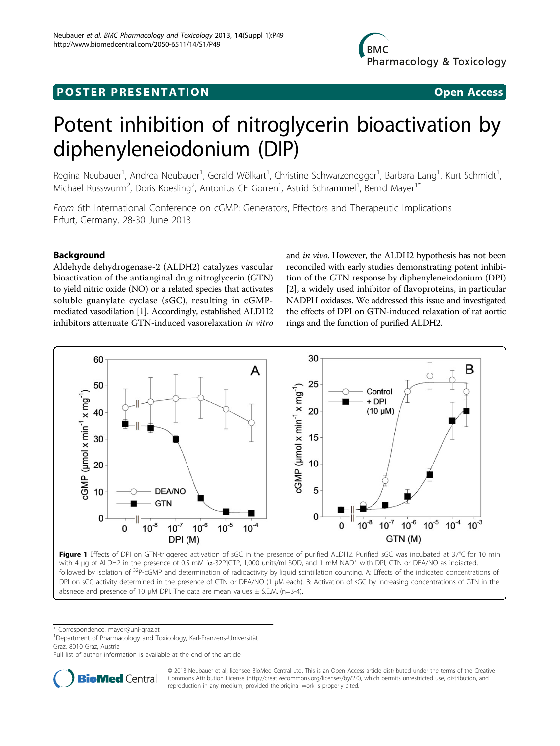# POSTER PRESENTATION

Open Access

# Potent inhibition of nitroglycerin bioactivation by diphenyleneiodonium (DIP)

Regina Neubauer[1], Andrea Neubauer[1], Gerald Wölkart[1], Christine Schwarzenegger[1], Barbara Lang[1], Kurt Schmidt[1], Michael Russwurm[2], Doris Koesling[2], Antonius CF Gorren[1], Astrid Schrammel[1], Bernd Mayer[1*]

*From* 6th International Conference on cGMP: Generators, Effectors and Therapeutic Implications
Erfurt, Germany. 28-30 June 2013

## Background

Aldehyde dehydrogenase-2 (ALDH2) catalyzes vascular bioactivation of the antianginal drug nitroglycerin (GTN) to yield nitric oxide (NO) or a related species that activates soluble guanylate cyclase (sGC), resulting in cGMP-mediated vasodilation [1]. Accordingly, established ALDH2 inhibitors attenuate GTN-induced vasorelaxation *in vitro* and *in vivo*. However, the ALDH2 hypothesis has not been reconciled with early studies demonstrating potent inhibition of the GTN response by diphenyleneiodonium (DPI) [2], a widely used inhibitor of flavoproteins, in particular NADPH oxidases. We addressed this issue and investigated the effects of DPI on GTN-induced relaxation of rat aortic rings and the function of purified ALDH2.

**Figure 1** Effects of DPI on GTN-triggered activation of sGC in the presence of purified ALDH2. Purified sGC was incubated at 37°C for 10 min with 4 µg of ALDH2 in the presence of 0.5 mM [α-32P]GTP, 1,000 units/ml SOD, and 1 mM $NAD^+$ with DPI, GTN or DEA/NO as indacted, followed by isolation of $^{32}$P-cGMP and determination of radioactivity by liquid scintillation counting. A: Effects of the indicated concentrations of DPI on sGC activity determined in the presence of GTN or DEA/NO (1 µM each). B: Activation of sGC by increasing concentrations of GTN in the absnece and presence of 10 µM DPI. The data are mean values ± S.E.M. (n=3-4).

\* Correspondence: mayer@uni-graz.at
[1]Department of Pharmacology and Toxicology, Karl-Franzens-Universität Graz, 8010 Graz, Austria
Full list of author information is available at the end of the article

© 2013 Neubauer et al; licensee BioMed Central Ltd. This is an Open Access article distributed under the terms of the Creative Commons Attribution License (http://creativecommons.org/licenses/by/2.0), which permits unrestricted use, distribution, and reproduction in any medium, provided the original work is properly cited.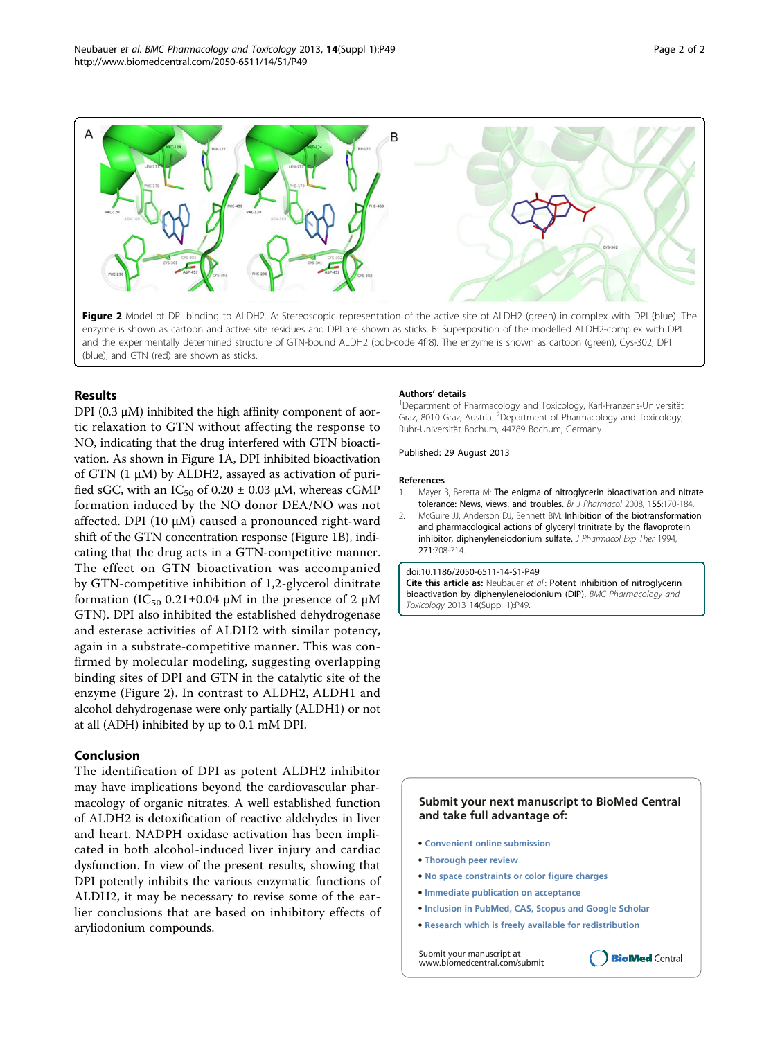Figure 2 Model of DPI binding to ALDH2. A: Stereoscopic representation of the active site of ALDH2 (green) in complex with DPI (blue). The enzyme is shown as cartoon and active site residues and DPI are shown as sticks. B: Superposition of the modelled ALDH2-complex with DPI and the experimentally determined structure of GTN-bound ALDH2 (pdb-code 4fr8). The enzyme is shown as cartoon (green), Cys-302, DPI (blue), and GTN (red) are shown as sticks.

## Results

DPI (0.3 μM) inhibited the high affinity component of aortic relaxation to GTN without affecting the response to NO, indicating that the drug interfered with GTN bioactivation. As shown in Figure 1A, DPI inhibited bioactivation of GTN (1 μM) by ALDH2, assayed as activation of purified sGC, with an $IC_{50}$ of 0.20 ± 0.03 μM, whereas cGMP formation induced by the NO donor DEA/NO was not affected. DPI (10 μM) caused a pronounced right-ward shift of the GTN concentration response (Figure 1B), indicating that the drug acts in a GTN-competitive manner. The effect on GTN bioactivation was accompanied by GTN-competitive inhibition of 1,2-glycerol dinitrate formation ($IC_{50}$ 0.21±0.04 μM in the presence of 2 μM GTN). DPI also inhibited the established dehydrogenase and esterase activities of ALDH2 with similar potency, again in a substrate-competitive manner. This was confirmed by molecular modeling, suggesting overlapping binding sites of DPI and GTN in the catalytic site of the enzyme (Figure 2). In contrast to ALDH2, ALDH1 and alcohol dehydrogenase were only partially (ALDH1) or not at all (ADH) inhibited by up to 0.1 mM DPI.

## Conclusion

The identification of DPI as potent ALDH2 inhibitor may have implications beyond the cardiovascular pharmacology of organic nitrates. A well established function of ALDH2 is detoxification of reactive aldehydes in liver and heart. NADPH oxidase activation has been implicated in both alcohol-induced liver injury and cardiac dysfunction. In view of the present results, showing that DPI potently inhibits the various enzymatic functions of ALDH2, it may be necessary to revise some of the earlier conclusions that are based on inhibitory effects of aryliodonium compounds.

### Authors' details

[1]Department of Pharmacology and Toxicology, Karl-Franzens-Universität Graz, 8010 Graz, Austria. [2]Department of Pharmacology and Toxicology, Ruhr-Universität Bochum, 44789 Bochum, Germany.

Published: 29 August 2013

### References

1. Mayer B, Beretta M: **The enigma of nitroglycerin bioactivation and nitrate tolerance: News, views, and troubles.** *Br J Pharmacol* 2008, **155**:170-184.
2. McGuire JJ, Anderson DJ, Bennett BM: **Inhibition of the biotransformation and pharmacological actions of glyceryl trinitrate by the flavoprotein inhibitor, diphenyleneiodonium sulfate.** *J Pharmacol Exp Ther* 1994, **271**:708-714.

doi:10.1186/2050-6511-14-S1-P49
**Cite this article as:** Neubauer *et al.*: Potent inhibition of nitroglycerin bioactivation by diphenyleneiodonium (DIP). *BMC Pharmacology and Toxicology* 2013 **14**(Suppl 1):P49.

**Submit your next manuscript to BioMed Central and take full advantage of:**

- Convenient online submission
- Thorough peer review
- No space constraints or color figure charges
- Immediate publication on acceptance
- Inclusion in PubMed, CAS, Scopus and Google Scholar
- Research which is freely available for redistribution

Submit your manuscript at www.biomedcentral.com/submit